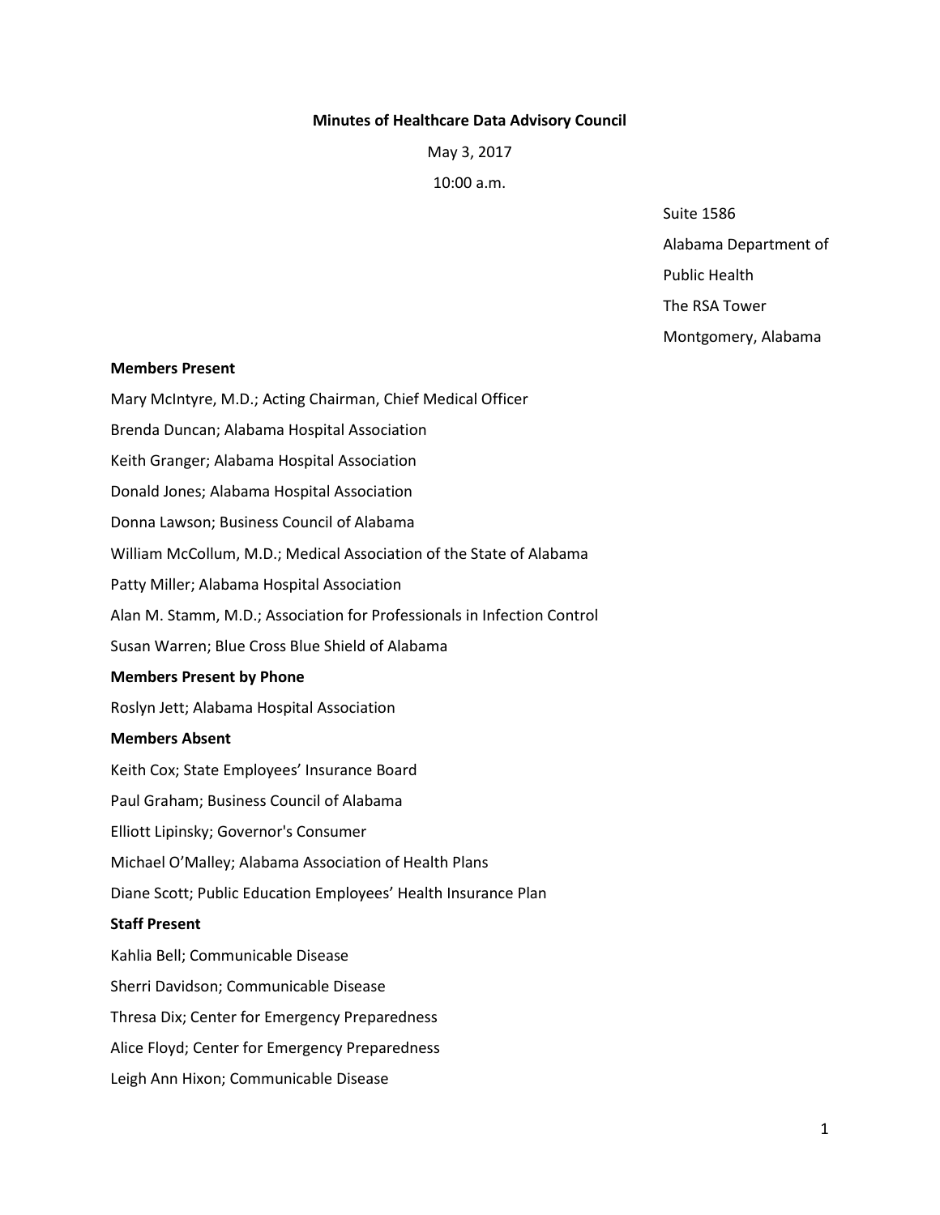**Minutes of Healthcare Data Advisory Council**

May 3, 2017

10:00 a.m.

Suite 1586
Alabama Department of
Public Health
The RSA Tower
Montgomery, Alabama

**Members Present**

Mary McIntyre, M.D.; Acting Chairman, Chief Medical Officer

Brenda Duncan; Alabama Hospital Association

Keith Granger; Alabama Hospital Association

Donald Jones; Alabama Hospital Association

Donna Lawson; Business Council of Alabama

William McCollum, M.D.; Medical Association of the State of Alabama

Patty Miller; Alabama Hospital Association

Alan M. Stamm, M.D.; Association for Professionals in Infection Control

Susan Warren; Blue Cross Blue Shield of Alabama

**Members Present by Phone**

Roslyn Jett; Alabama Hospital Association

**Members Absent**

Keith Cox; State Employees' Insurance Board

Paul Graham; Business Council of Alabama

Elliott Lipinsky; Governor's Consumer

Michael O'Malley; Alabama Association of Health Plans

Diane Scott; Public Education Employees' Health Insurance Plan

**Staff Present**

Kahlia Bell; Communicable Disease

Sherri Davidson; Communicable Disease

Thresa Dix; Center for Emergency Preparedness

Alice Floyd; Center for Emergency Preparedness

Leigh Ann Hixon; Communicable Disease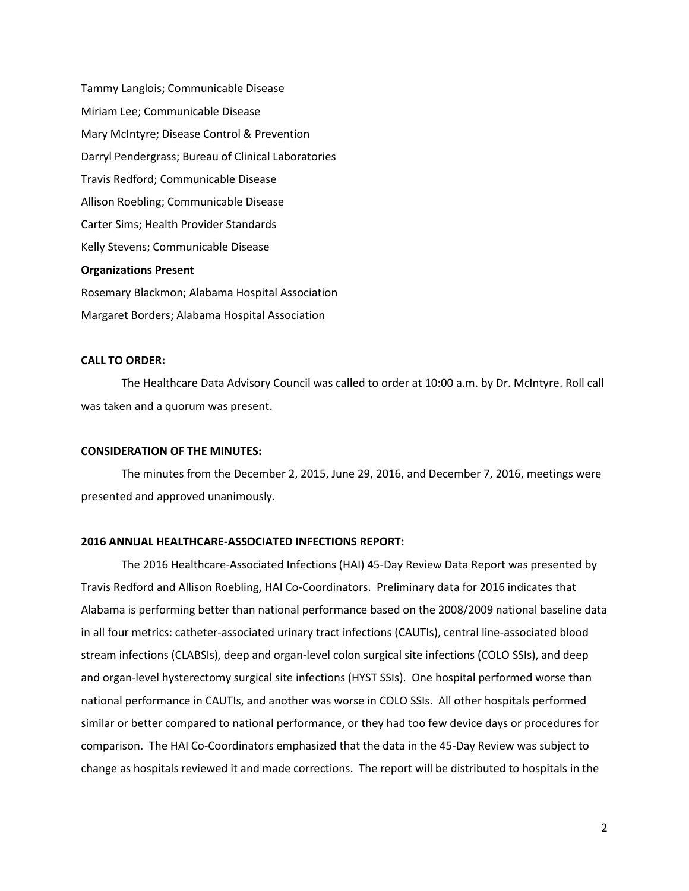Tammy Langlois; Communicable Disease

Miriam Lee; Communicable Disease

Mary McIntyre; Disease Control & Prevention

Darryl Pendergrass; Bureau of Clinical Laboratories

Travis Redford; Communicable Disease

Allison Roebling; Communicable Disease

Carter Sims; Health Provider Standards

Kelly Stevens; Communicable Disease

**Organizations Present**

Rosemary Blackmon; Alabama Hospital Association

Margaret Borders; Alabama Hospital Association

**CALL TO ORDER:**

The Healthcare Data Advisory Council was called to order at 10:00 a.m. by Dr. McIntyre. Roll call was taken and a quorum was present.

**CONSIDERATION OF THE MINUTES:**

The minutes from the December 2, 2015, June 29, 2016, and December 7, 2016, meetings were presented and approved unanimously.

**2016 ANNUAL HEALTHCARE-ASSOCIATED INFECTIONS REPORT:**

The 2016 Healthcare-Associated Infections (HAI) 45-Day Review Data Report was presented by Travis Redford and Allison Roebling, HAI Co-Coordinators. Preliminary data for 2016 indicates that Alabama is performing better than national performance based on the 2008/2009 national baseline data in all four metrics: catheter-associated urinary tract infections (CAUTIs), central line-associated blood stream infections (CLABSIs), deep and organ-level colon surgical site infections (COLO SSIs), and deep and organ-level hysterectomy surgical site infections (HYST SSIs). One hospital performed worse than national performance in CAUTIs, and another was worse in COLO SSIs. All other hospitals performed similar or better compared to national performance, or they had too few device days or procedures for comparison. The HAI Co-Coordinators emphasized that the data in the 45-Day Review was subject to change as hospitals reviewed it and made corrections. The report will be distributed to hospitals in the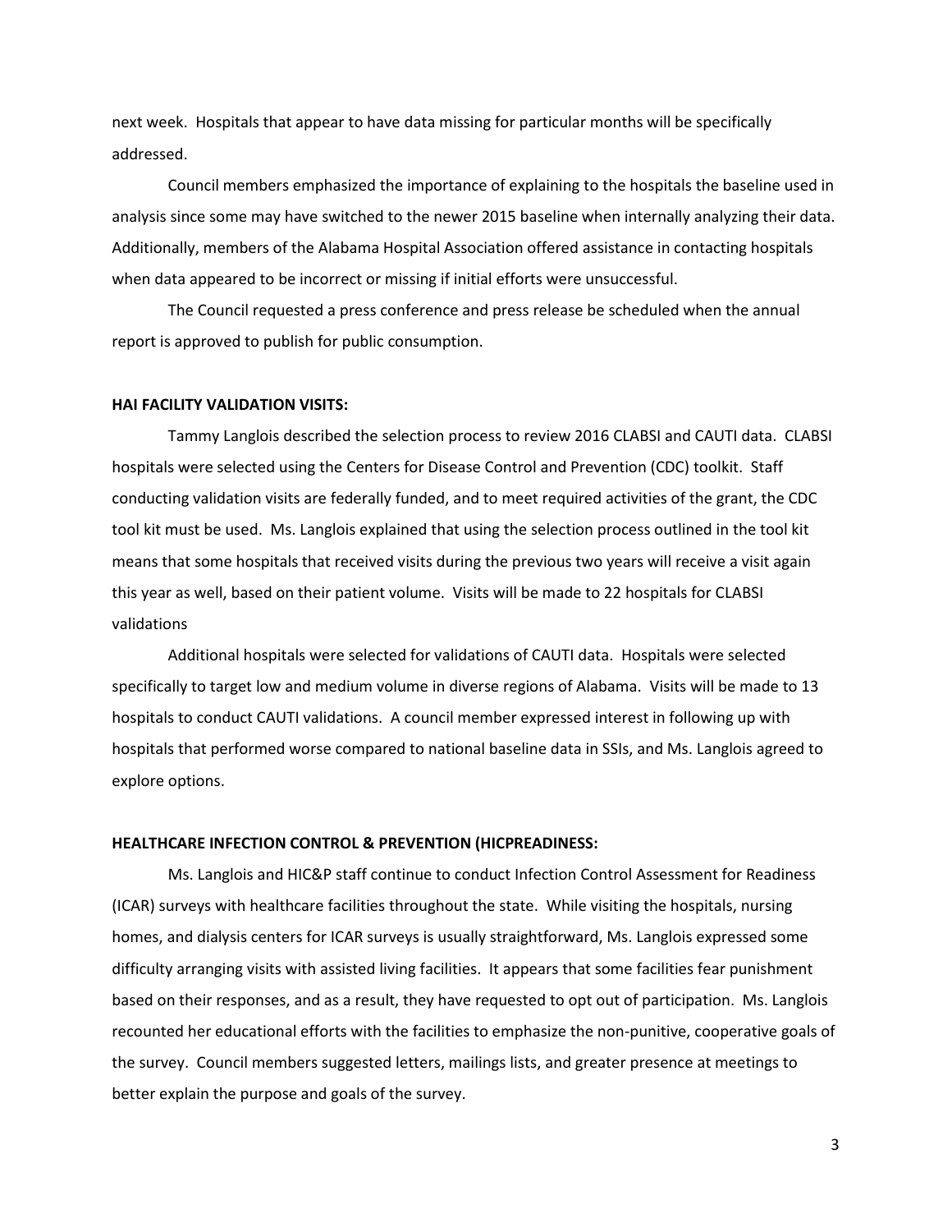next week. Hospitals that appear to have data missing for particular months will be specifically addressed.

Council members emphasized the importance of explaining to the hospitals the baseline used in analysis since some may have switched to the newer 2015 baseline when internally analyzing their data. Additionally, members of the Alabama Hospital Association offered assistance in contacting hospitals when data appeared to be incorrect or missing if initial efforts were unsuccessful.

The Council requested a press conference and press release be scheduled when the annual report is approved to publish for public consumption.

**HAI FACILITY VALIDATION VISITS:**

Tammy Langlois described the selection process to review 2016 CLABSI and CAUTI data. CLABSI hospitals were selected using the Centers for Disease Control and Prevention (CDC) toolkit. Staff conducting validation visits are federally funded, and to meet required activities of the grant, the CDC tool kit must be used. Ms. Langlois explained that using the selection process outlined in the tool kit means that some hospitals that received visits during the previous two years will receive a visit again this year as well, based on their patient volume. Visits will be made to 22 hospitals for CLABSI validations

Additional hospitals were selected for validations of CAUTI data. Hospitals were selected specifically to target low and medium volume in diverse regions of Alabama. Visits will be made to 13 hospitals to conduct CAUTI validations. A council member expressed interest in following up with hospitals that performed worse compared to national baseline data in SSIs, and Ms. Langlois agreed to explore options.

**HEALTHCARE INFECTION CONTROL & PREVENTION (HICPREADINESS:**

Ms. Langlois and HIC&P staff continue to conduct Infection Control Assessment for Readiness (ICAR) surveys with healthcare facilities throughout the state. While visiting the hospitals, nursing homes, and dialysis centers for ICAR surveys is usually straightforward, Ms. Langlois expressed some difficulty arranging visits with assisted living facilities. It appears that some facilities fear punishment based on their responses, and as a result, they have requested to opt out of participation. Ms. Langlois recounted her educational efforts with the facilities to emphasize the non-punitive, cooperative goals of the survey. Council members suggested letters, mailings lists, and greater presence at meetings to better explain the purpose and goals of the survey.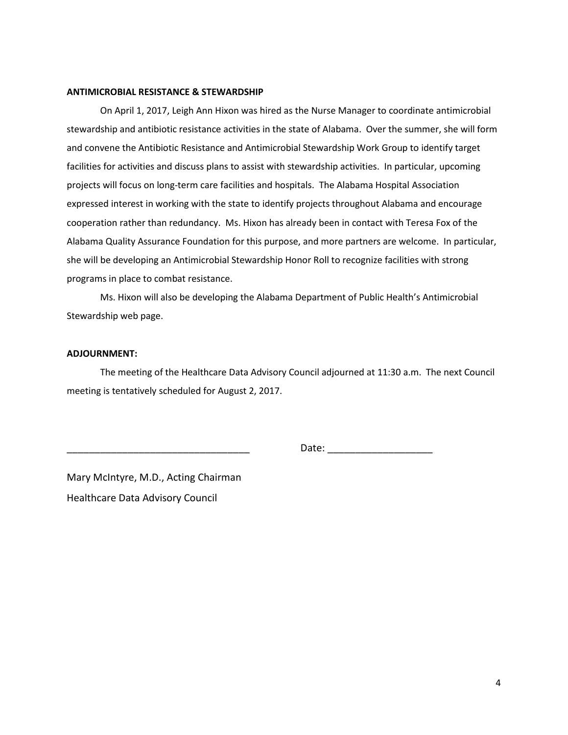**ANTIMICROBIAL RESISTANCE & STEWARDSHIP**

On April 1, 2017, Leigh Ann Hixon was hired as the Nurse Manager to coordinate antimicrobial stewardship and antibiotic resistance activities in the state of Alabama. Over the summer, she will form and convene the Antibiotic Resistance and Antimicrobial Stewardship Work Group to identify target facilities for activities and discuss plans to assist with stewardship activities. In particular, upcoming projects will focus on long-term care facilities and hospitals. The Alabama Hospital Association expressed interest in working with the state to identify projects throughout Alabama and encourage cooperation rather than redundancy. Ms. Hixon has already been in contact with Teresa Fox of the Alabama Quality Assurance Foundation for this purpose, and more partners are welcome. In particular, she will be developing an Antimicrobial Stewardship Honor Roll to recognize facilities with strong programs in place to combat resistance.

Ms. Hixon will also be developing the Alabama Department of Public Health's Antimicrobial Stewardship web page.

**ADJOURNMENT:**

The meeting of the Healthcare Data Advisory Council adjourned at 11:30 a.m. The next Council meeting is tentatively scheduled for August 2, 2017.

__________________________________ Date: ___________________

Mary McIntyre, M.D., Acting Chairman
Healthcare Data Advisory Council